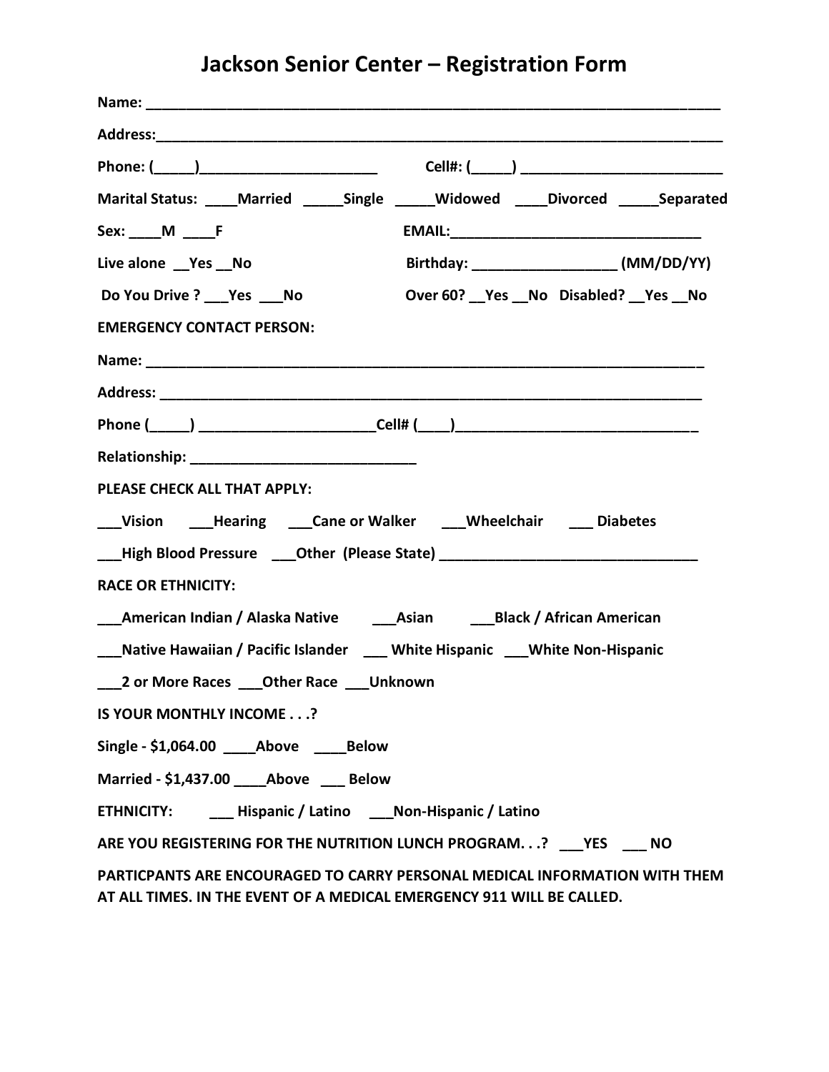# Jackson Senior Center – Registration Form

**Name:** ______________________________________________________________________

**Address:**_____________________________________________________________________

**Phone: (_____)______________________ Cell#: (_____) _________________________**

**Marital Status: ____Married _____Single _____Widowed ____Divorced _____Separated**

**Sex: ____M ____F EMAIL:_______________________________**

**Live alone __Yes __No Birthday: _________________ (MM/DD/YY)**

**Do You Drive ? ___Yes ___No Over 60? __Yes __No Disabled? __Yes __No**

**EMERGENCY CONTACT PERSON:**

**Name:** ____________________________________________________________________

**Address:** __________________________________________________________________

**Phone (_____) _____________________Cell# (____)______________________________**

**Relationship:** ____________________________

**PLEASE CHECK ALL THAT APPLY:**

**___Vision ___Hearing ___Cane or Walker ___Wheelchair ___ Diabetes**

**___High Blood Pressure ___Other (Please State)** _______________________________

**RACE OR ETHNICITY:**

**___American Indian / Alaska Native ___Asian ___Black / African American**

**___Native Hawaiian / Pacific Islander ___ White Hispanic ___White Non-Hispanic**

**___2 or More Races ___Other Race ___Unknown**

**IS YOUR MONTHLY INCOME . . .?**

**Single - $1,064.00 ____Above ____Below**

**Married - $1,437.00 ____Above ___ Below**

**ETHNICITY: ___ Hispanic / Latino ___Non-Hispanic / Latino**

**ARE YOU REGISTERING FOR THE NUTRITION LUNCH PROGRAM. . .? ___YES ___ NO**

**PARTICPANTS ARE ENCOURAGED TO CARRY PERSONAL MEDICAL INFORMATION WITH THEM AT ALL TIMES. IN THE EVENT OF A MEDICAL EMERGENCY 911 WILL BE CALLED.**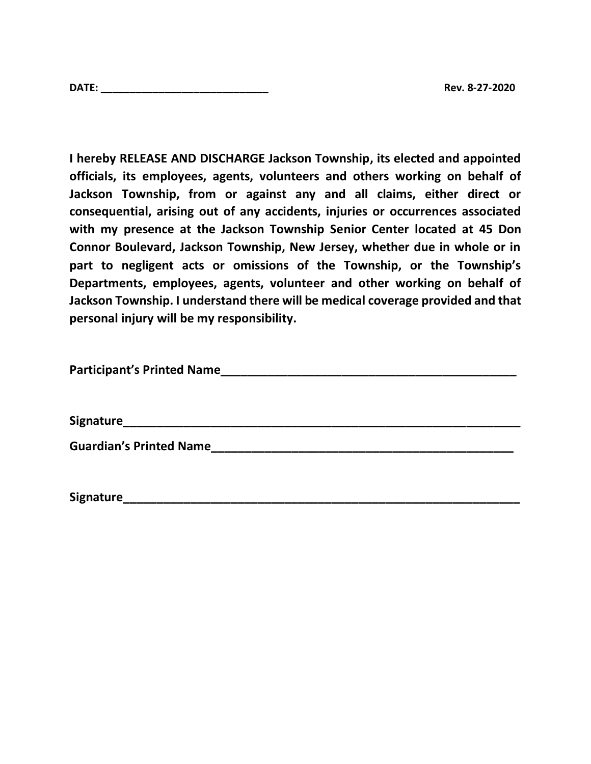**DATE: ____________________________** **Rev. 8-27-2020**

**I hereby RELEASE AND DISCHARGE Jackson Township, its elected and appointed officials, its employees, agents, volunteers and others working on behalf of Jackson Township, from or against any and all claims, either direct or consequential, arising out of any accidents, injuries or occurrences associated with my presence at the Jackson Township Senior Center located at 45 Don Connor Boulevard, Jackson Township, New Jersey, whether due in whole or in part to negligent acts or omissions of the Township, or the Township's Departments, employees, agents, volunteer and other working on behalf of Jackson Township. I understand there will be medical coverage provided and that personal injury will be my responsibility.**

**Participant's Printed Name______________________________________________**

**Signature_______________________________________________________________**

**Guardian's Printed Name_________________________________________________**

**Signature_______________________________________________________________**